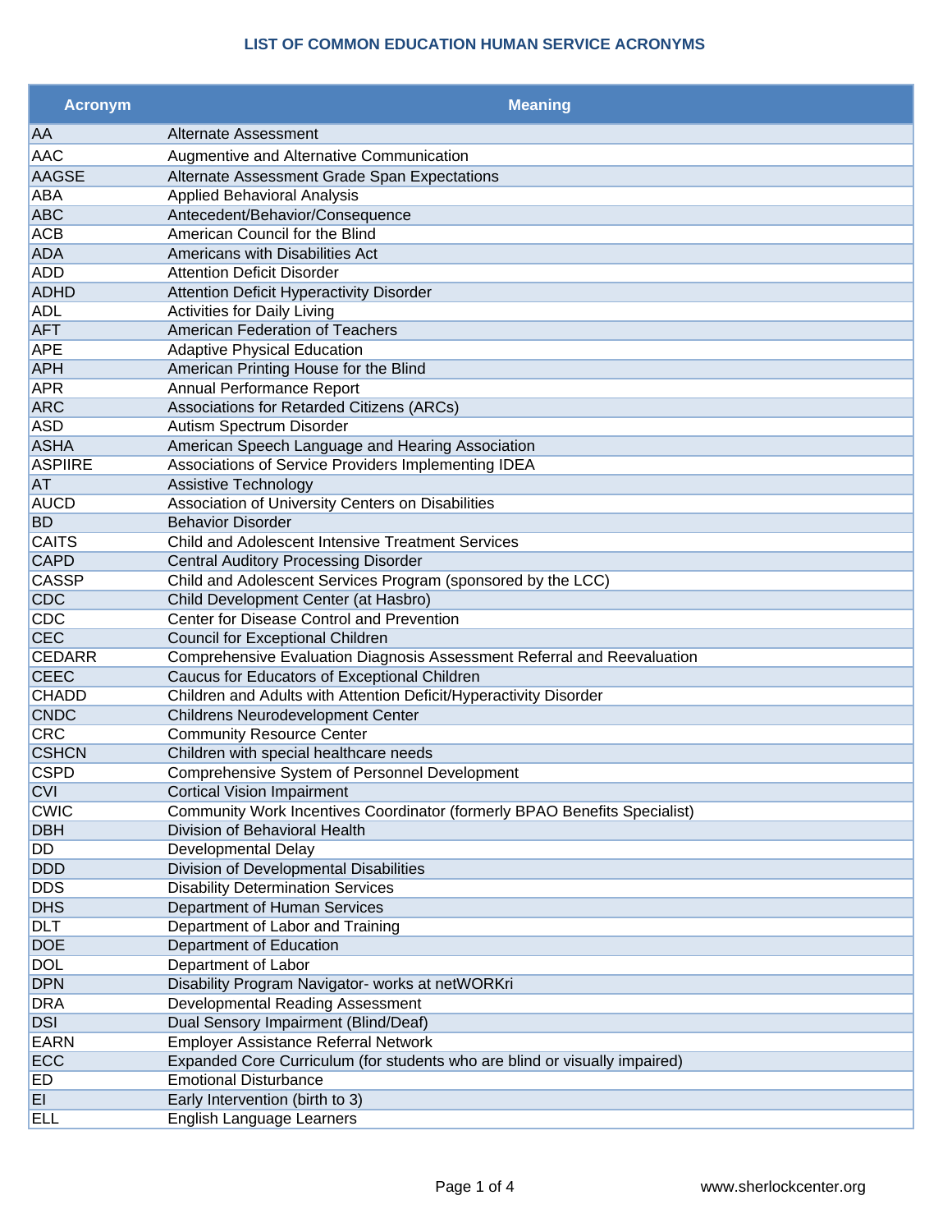# LIST OF COMMON EDUCATION HUMAN SERVICE ACRONYMS

| Acronym | Meaning |
| --- | --- |
| AA | Alternate Assessment |
| AAC | Augmentive and Alternative Communication |
| AAGSE | Alternate Assessment Grade Span Expectations |
| ABA | Applied Behavioral Analysis |
| ABC | Antecedent/Behavior/Consequence |
| ACB | American Council for the Blind |
| ADA | Americans with Disabilities Act |
| ADD | Attention Deficit Disorder |
| ADHD | Attention Deficit Hyperactivity Disorder |
| ADL | Activities for Daily Living |
| AFT | American Federation of Teachers |
| APE | Adaptive Physical Education |
| APH | American Printing House for the Blind |
| APR | Annual Performance Report |
| ARC | Associations for Retarded Citizens (ARCs) |
| ASD | Autism Spectrum Disorder |
| ASHA | American Speech Language and Hearing Association |
| ASPIIRE | Associations of Service Providers Implementing IDEA |
| AT | Assistive Technology |
| AUCD | Association of University Centers on Disabilities |
| BD | Behavior Disorder |
| CAITS | Child and Adolescent Intensive Treatment Services |
| CAPD | Central Auditory Processing Disorder |
| CASSP | Child and Adolescent Services Program (sponsored by the LCC) |
| CDC | Child Development Center (at Hasbro) |
| CDC | Center for Disease Control and Prevention |
| CEC | Council for Exceptional Children |
| CEDARR | Comprehensive Evaluation Diagnosis Assessment Referral and Reevaluation |
| CEEC | Caucus for Educators of Exceptional Children |
| CHADD | Children and Adults with Attention Deficit/Hyperactivity Disorder |
| CNDC | Childrens Neurodevelopment Center |
| CRC | Community Resource Center |
| CSHCN | Children with special healthcare needs |
| CSPD | Comprehensive System of Personnel Development |
| CVI | Cortical Vision Impairment |
| CWIC | Community Work Incentives Coordinator (formerly BPAO Benefits Specialist) |
| DBH | Division of Behavioral Health |
| DD | Developmental Delay |
| DDD | Division of Developmental Disabilities |
| DDS | Disability Determination Services |
| DHS | Department of Human Services |
| DLT | Department of Labor and Training |
| DOE | Department of Education |
| DOL | Department of Labor |
| DPN | Disability Program Navigator- works at netWORKri |
| DRA | Developmental Reading Assessment |
| DSI | Dual Sensory Impairment (Blind/Deaf) |
| EARN | Employer Assistance Referral Network |
| ECC | Expanded Core Curriculum (for students who are blind or visually impaired) |
| ED | Emotional Disturbance |
| EI | Early Intervention (birth to 3) |
| ELL | English Language Learners |

www.sherlockcenter.org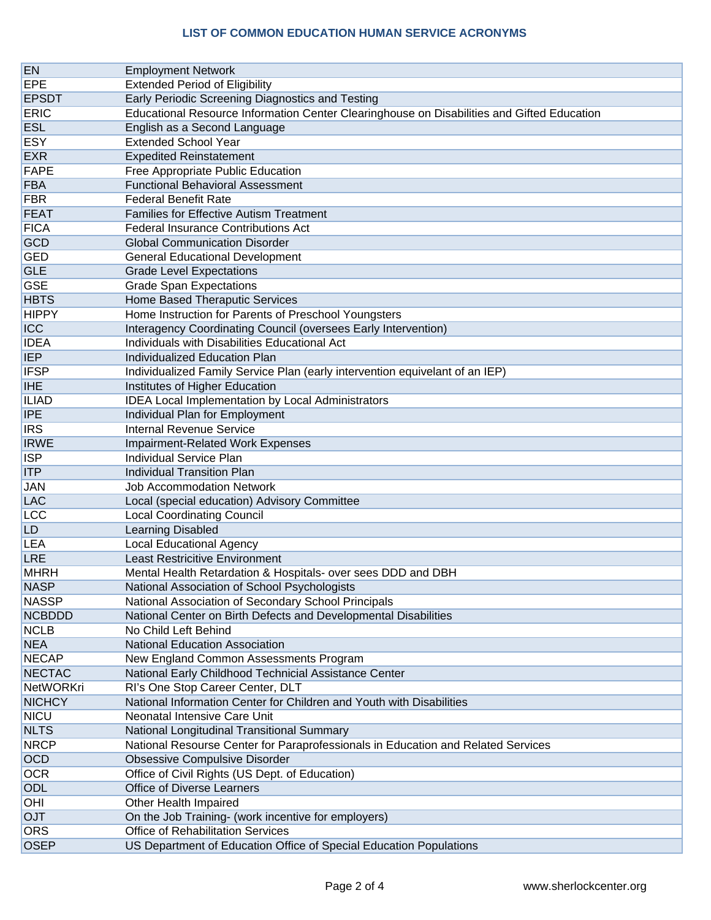### LIST OF COMMON EDUCATION HUMAN SERVICE ACRONYMS

| | |
|---|---|
| EN | Employment Network |
| EPE | Extended Period of Eligibility |
| EPSDT | Early Periodic Screening Diagnostics and Testing |
| ERIC | Educational Resource Information Center Clearinghouse on Disabilities and Gifted Education |
| ESL | English as a Second Language |
| ESY | Extended School Year |
| EXR | Expedited Reinstatement |
| FAPE | Free Appropriate Public Education |
| FBA | Functional Behavioral Assessment |
| FBR | Federal Benefit Rate |
| FEAT | Families for Effective Autism Treatment |
| FICA | Federal Insurance Contributions Act |
| GCD | Global Communication Disorder |
| GED | General Educational Development |
| GLE | Grade Level Expectations |
| GSE | Grade Span Expectations |
| HBTS | Home Based Theraputic Services |
| HIPPY | Home Instruction for Parents of Preschool Youngsters |
| ICC | Interagency Coordinating Council (oversees Early Intervention) |
| IDEA | Individuals with Disabilities Educational Act |
| IEP | Individualized Education Plan |
| IFSP | Individualized Family Service Plan (early intervention equivelant of an IEP) |
| IHE | Institutes of Higher Education |
| ILIAD | IDEA Local Implementation by Local Administrators |
| IPE | Individual Plan for Employment |
| IRS | Internal Revenue Service |
| IRWE | Impairment-Related Work Expenses |
| ISP | Individual Service Plan |
| ITP | Individual Transition Plan |
| JAN | Job Accommodation Network |
| LAC | Local (special education) Advisory Committee |
| LCC | Local Coordinating Council |
| LD | Learning Disabled |
| LEA | Local Educational Agency |
| LRE | Least Restricitive Environment |
| MHRH | Mental Health Retardation & Hospitals- over sees DDD and DBH |
| NASP | National Association of School Psychologists |
| NASSP | National Association of Secondary School Principals |
| NCBDDD | National Center on Birth Defects and Developmental Disabilities |
| NCLB | No Child Left Behind |
| NEA | National Education Association |
| NECAP | New England Common Assessments Program |
| NECTAC | National Early Childhood Technicial Assistance Center |
| NetWORKri | RI's One Stop Career Center, DLT |
| NICHCY | National Information Center for Children and Youth with Disabilities |
| NICU | Neonatal Intensive Care Unit |
| NLTS | National Longitudinal Transitional Summary |
| NRCP | National Resourse Center for Paraprofessionals in Education and Related Services |
| OCD | Obsessive Compulsive Disorder |
| OCR | Office of Civil Rights (US Dept. of Education) |
| ODL | Office of Diverse Learners |
| OHI | Other Health Impaired |
| OJT | On the Job Training- (work incentive for employers) |
| ORS | Office of Rehabilitation Services |
| OSEP | US Department of Education Office of Special Education Populations |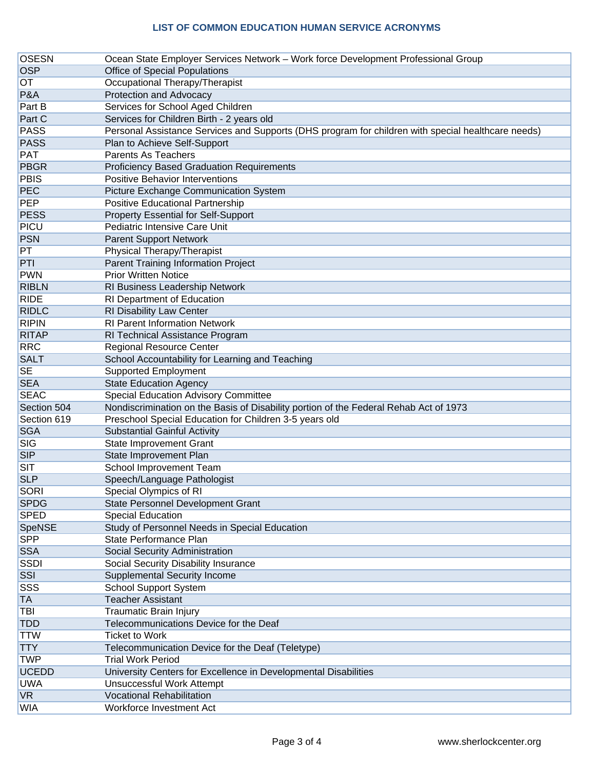# LIST OF COMMON EDUCATION HUMAN SERVICE ACRONYMS

| | |
|---|---|
| OSESN | Ocean State Employer Services Network – Work force Development Professional Group |
| OSP | Office of Special Populations |
| OT | Occupational Therapy/Therapist |
| P&A | Protection and Advocacy |
| Part B | Services for School Aged Children |
| Part C | Services for Children Birth - 2 years old |
| PASS | Personal Assistance Services and Supports (DHS program for children with special healthcare needs) |
| PASS | Plan to Achieve Self-Support |
| PAT | Parents As Teachers |
| PBGR | Proficiency Based Graduation Requirements |
| PBIS | Positive Behavior Interventions |
| PEC | Picture Exchange Communication System |
| PEP | Positive Educational Partnership |
| PESS | Property Essential for Self-Support |
| PICU | Pediatric Intensive Care Unit |
| PSN | Parent Support Network |
| PT | Physical Therapy/Therapist |
| PTI | Parent Training Information Project |
| PWN | Prior Written Notice |
| RIBLN | RI Business Leadership Network |
| RIDE | RI Department of Education |
| RIDLC | RI Disability Law Center |
| RIPIN | RI Parent Information Network |
| RITAP | RI Technical Assistance Program |
| RRC | Regional Resource Center |
| SALT | School Accountability for Learning and Teaching |
| SE | Supported Employment |
| SEA | State Education Agency |
| SEAC | Special Education Advisory Committee |
| Section 504 | Nondiscrimination on the Basis of Disability portion of the Federal Rehab Act of 1973 |
| Section 619 | Preschool Special Education for Children 3-5 years old |
| SGA | Substantial Gainful Activity |
| SIG | State Improvement Grant |
| SIP | State Improvement Plan |
| SIT | School Improvement Team |
| SLP | Speech/Language Pathologist |
| SORI | Special Olympics of RI |
| SPDG | State Personnel Development Grant |
| SPED | Special Education |
| SpeNSE | Study of Personnel Needs in Special Education |
| SPP | State Performance Plan |
| SSA | Social Security Administration |
| SSDI | Social Security Disability Insurance |
| SSI | Supplemental Security Income |
| SSS | School Support System |
| TA | Teacher Assistant |
| TBI | Traumatic Brain Injury |
| TDD | Telecommunications Device for the Deaf |
| TTW | Ticket to Work |
| TTY | Telecommunication Device for the Deaf (Teletype) |
| TWP | Trial Work Period |
| UCEDD | University Centers for Excellence in Developmental Disabilities |
| UWA | Unsuccessful Work Attempt |
| VR | Vocational Rehabilitation |
| WIA | Workforce Investment Act |

www.sherlockcenter.org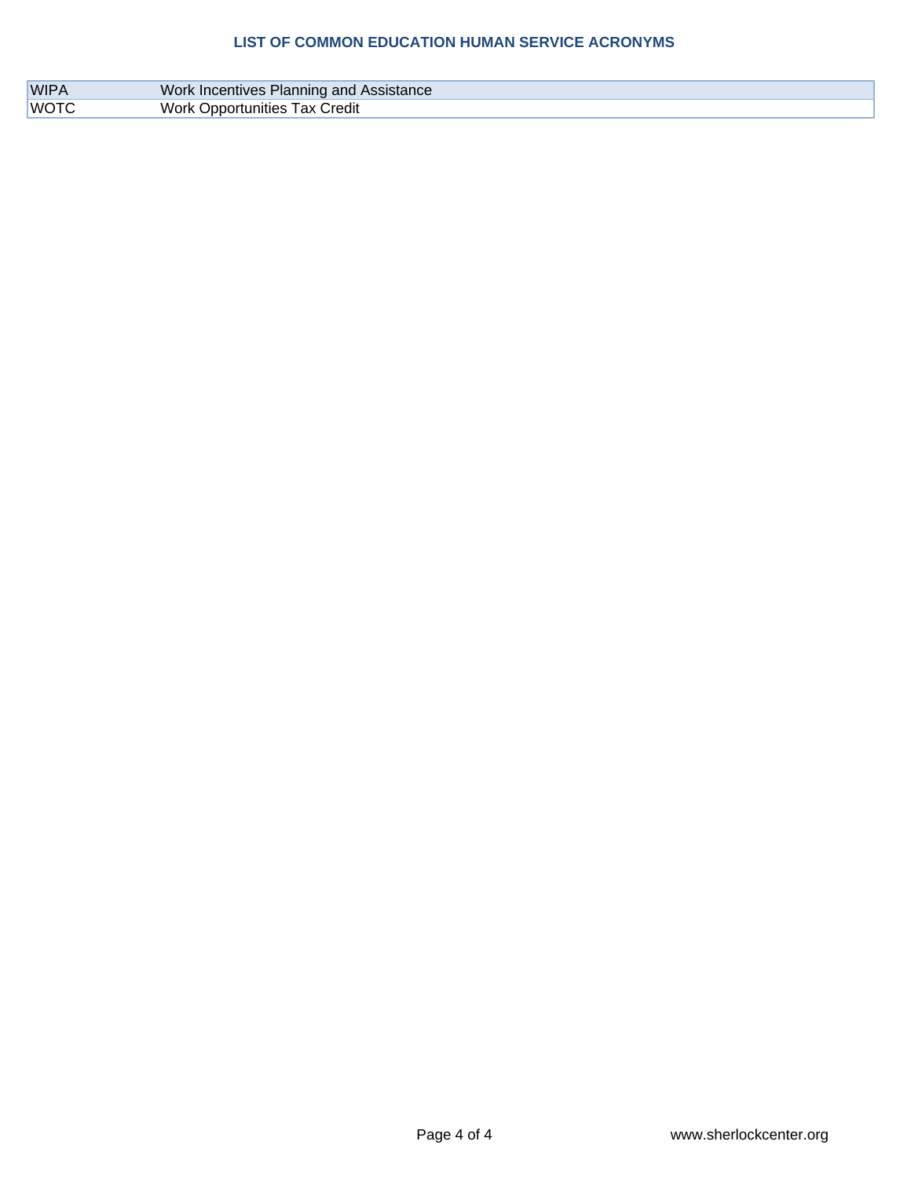| | |
|---|---|
| WIPA | Work Incentives Planning and Assistance |
| WOTC | Work Opportunities Tax Credit |